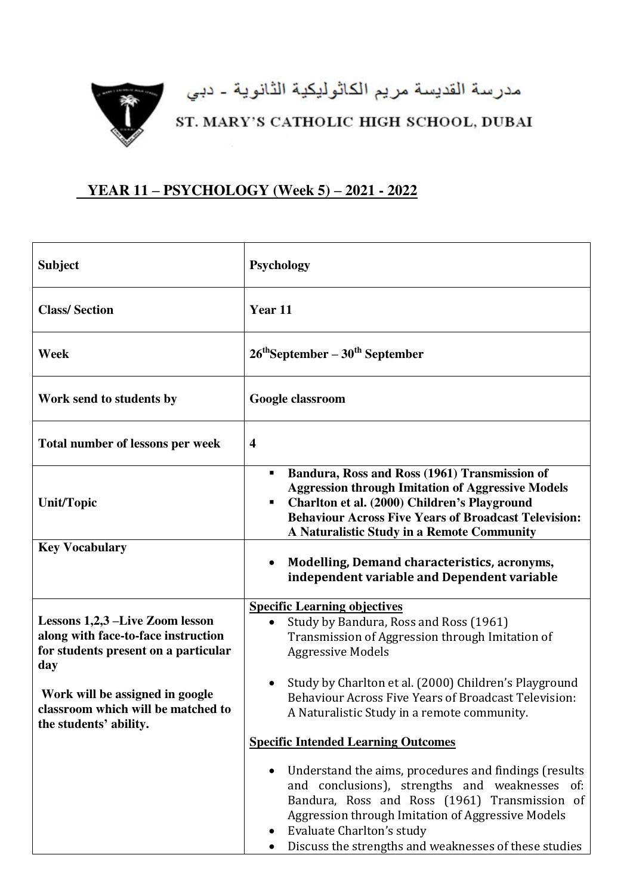مدرسة القديسة مريم الكاثوليكية الثانوية - دبي

ST. MARY'S CATHOLIC HIGH SCHOOL, DUBAI

## YEAR 11 – PSYCHOLOGY (Week 5) – 2021 - 2022

| **Subject** | **Psychology** |
| --- | --- |
| **Class/ Section** | **Year 11** |
| **Week** | **26th September – 30th September** |
| **Work send to students by** | **Google classroom** |
| **Total number of lessons per week** | **4** |
| **Unit/Topic** | ▪ **Bandura, Ross and Ross (1961) Transmission of Aggression through Imitation of Aggressive Models**<br>▪ **Charlton et al. (2000) Children's Playground Behaviour Across Five Years of Broadcast Television: A Naturalistic Study in a Remote Community** |
| **Key Vocabulary** | • **Modelling, Demand characteristics, acronyms, independent variable and Dependent variable** |
| **Lessons 1,2,3 –Live Zoom lesson along with face-to-face instruction for students present on a particular day**<br><br>**Work will be assigned in google classroom which will be matched to the students' ability.** | **Specific Learning objectives**<br>• Study by Bandura, Ross and Ross (1961) Transmission of Aggression through Imitation of Aggressive Models<br>• Study by Charlton et al. (2000) Children's Playground Behaviour Across Five Years of Broadcast Television: A Naturalistic Study in a remote community.<br><br>**Specific Intended Learning Outcomes**<br>• Understand the aims, procedures and findings (results and conclusions), strengths and weaknesses of: Bandura, Ross and Ross (1961) Transmission of Aggression through Imitation of Aggressive Models<br>• Evaluate Charlton's study<br>• Discuss the strengths and weaknesses of these studies |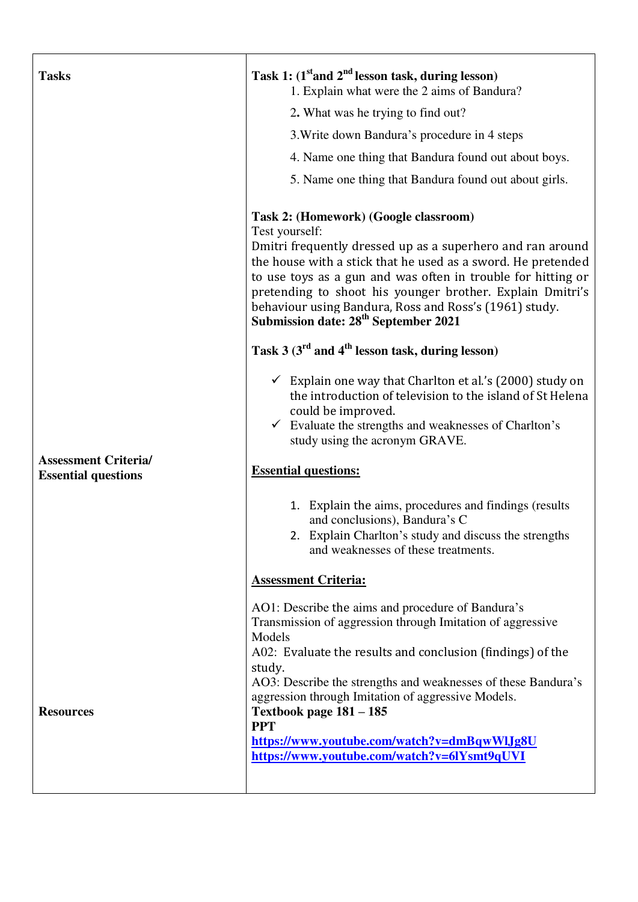| | |
|---|---|
| **Tasks** | **Task 1: (1st and 2nd lesson task, during lesson)**<br>1. Explain what were the 2 aims of Bandura?<br>2. What was he trying to find out?<br>3. Write down Bandura's procedure in 4 steps<br>4. Name one thing that Bandura found out about boys.<br>5. Name one thing that Bandura found out about girls.<br><br>**Task 2: (Homework) (Google classroom)**<br>Test yourself:<br>Dmitri frequently dressed up as a superhero and ran around the house with a stick that he used as a sword. He pretended to use toys as a gun and was often in trouble for hitting or pretending to shoot his younger brother. Explain Dmitri's behaviour using Bandura, Ross and Ross's (1961) study.<br>**Submission date: 28th September 2021**<br><br>**Task 3 (3rd and 4th lesson task, during lesson)**<br>✓ Explain one way that Charlton et al.'s (2000) study on the introduction of television to the island of St Helena could be improved.<br>✓ Evaluate the strengths and weaknesses of Charlton's study using the acronym GRAVE. |
| **Assessment Criteria/ Essential questions** | **Essential questions:**<br>1. Explain the aims, procedures and findings (results and conclusions), Bandura's C<br>2. Explain Charlton's study and discuss the strengths and weaknesses of these treatments.<br><br>**Assessment Criteria:**<br>AO1: Describe the aims and procedure of Bandura's Transmission of aggression through Imitation of aggressive Models<br>A02: Evaluate the results and conclusion (findings) of the study.<br>AO3: Describe the strengths and weaknesses of these Bandura's aggression through Imitation of aggressive Models. |
| **Resources** | **Textbook page 181 – 185**<br>**PPT**<br>**https://www.youtube.com/watch?v=dmBqwWlJg8U**<br>**https://www.youtube.com/watch?v=6lYsmt9qUVI** |